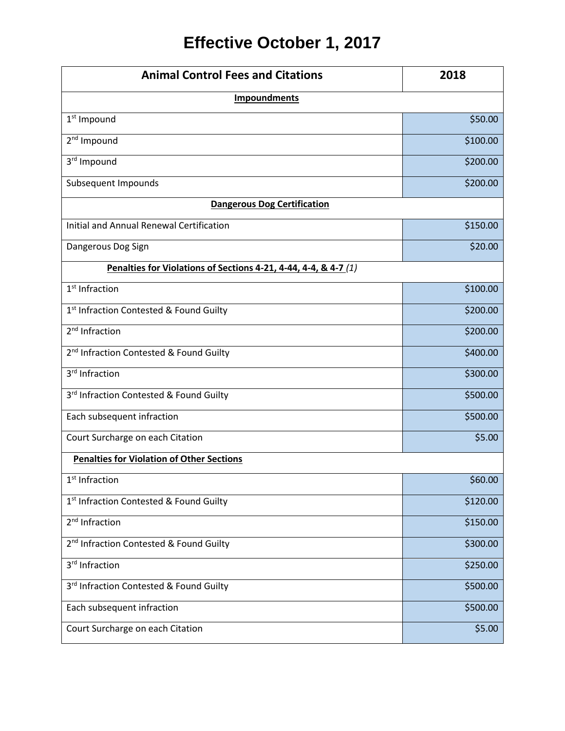# Effective October 1, 2017

| Animal Control Fees and Citations | 2018 |
|---|---|
| **Impoundments** | |
| 1st Impound | $50.00 |
| 2nd Impound | $100.00 |
| 3rd Impound | $200.00 |
| Subsequent Impounds | $200.00 |
| **Dangerous Dog Certification** | |
| Initial and Annual Renewal Certification | $150.00 |
| Dangerous Dog Sign | $20.00 |
| **Penalties for Violations of Sections 4-21, 4-44, 4-4, & 4-7** *(1)* | |
| 1st Infraction | $100.00 |
| 1st Infraction Contested & Found Guilty | $200.00 |
| 2nd Infraction | $200.00 |
| 2nd Infraction Contested & Found Guilty | $400.00 |
| 3rd Infraction | $300.00 |
| 3rd Infraction Contested & Found Guilty | $500.00 |
| Each subsequent infraction | $500.00 |
| Court Surcharge on each Citation | $5.00 |
| **Penalties for Violation of Other Sections** | |
| 1st Infraction | $60.00 |
| 1st Infraction Contested & Found Guilty | $120.00 |
| 2nd Infraction | $150.00 |
| 2nd Infraction Contested & Found Guilty | $300.00 |
| 3rd Infraction | $250.00 |
| 3rd Infraction Contested & Found Guilty | $500.00 |
| Each subsequent infraction | $500.00 |
| Court Surcharge on each Citation | $5.00 |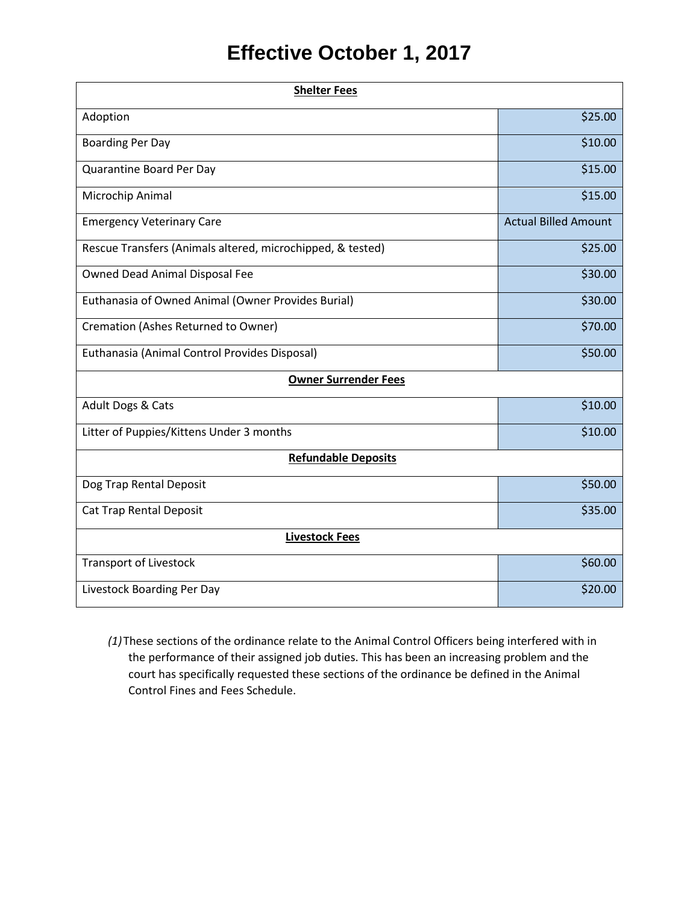# Effective October 1, 2017

| | |
|---|---|
| **Shelter Fees** | |
| Adoption | $25.00 |
| Boarding Per Day | $10.00 |
| Quarantine Board Per Day | $15.00 |
| Microchip Animal | $15.00 |
| Emergency Veterinary Care | Actual Billed Amount |
| Rescue Transfers (Animals altered, microchipped, & tested) | $25.00 |
| Owned Dead Animal Disposal Fee | $30.00 |
| Euthanasia of Owned Animal (Owner Provides Burial) | $30.00 |
| Cremation (Ashes Returned to Owner) | $70.00 |
| Euthanasia (Animal Control Provides Disposal) | $50.00 |
| **Owner Surrender Fees** | |
| Adult Dogs & Cats | $10.00 |
| Litter of Puppies/Kittens Under 3 months | $10.00 |
| **Refundable Deposits** | |
| Dog Trap Rental Deposit | $50.00 |
| Cat Trap Rental Deposit | $35.00 |
| **Livestock Fees** | |
| Transport of Livestock | $60.00 |
| Livestock Boarding Per Day | $20.00 |

*(1)* These sections of the ordinance relate to the Animal Control Officers being interfered with in the performance of their assigned job duties. This has been an increasing problem and the court has specifically requested these sections of the ordinance be defined in the Animal Control Fines and Fees Schedule.